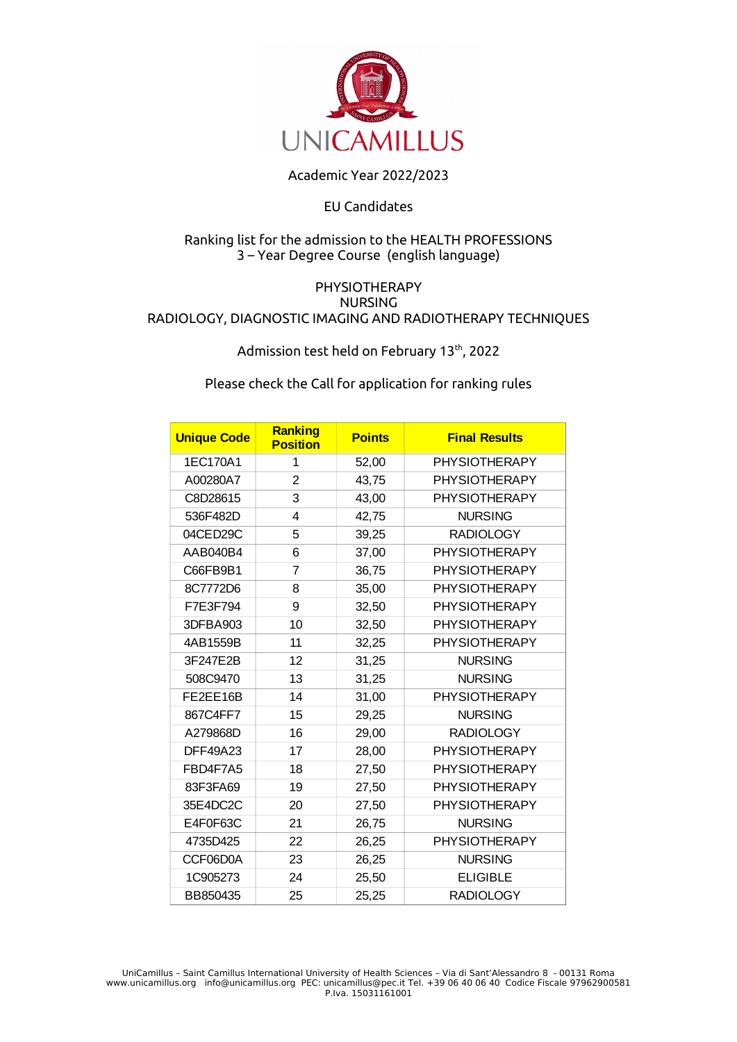UNICAMILLUS

Academic Year 2022/2023

EU Candidates

Ranking list for the admission to the HEALTH PROFESSIONS
3 – Year Degree Course (english language)

PHYSIOTHERAPY
NURSING
RADIOLOGY, DIAGNOSTIC IMAGING AND RADIOTHERAPY TECHNIQUES

Admission test held on February 13th, 2022

Please check the Call for application for ranking rules

| Unique Code | Ranking Position | Points | Final Results |
|---|---|---|---|
| 1EC170A1 | 1 | 52,00 | PHYSIOTHERAPY |
| A00280A7 | 2 | 43,75 | PHYSIOTHERAPY |
| C8D28615 | 3 | 43,00 | PHYSIOTHERAPY |
| 536F482D | 4 | 42,75 | NURSING |
| 04CED29C | 5 | 39,25 | RADIOLOGY |
| AAB040B4 | 6 | 37,00 | PHYSIOTHERAPY |
| C66FB9B1 | 7 | 36,75 | PHYSIOTHERAPY |
| 8C7772D6 | 8 | 35,00 | PHYSIOTHERAPY |
| F7E3F794 | 9 | 32,50 | PHYSIOTHERAPY |
| 3DFBA903 | 10 | 32,50 | PHYSIOTHERAPY |
| 4AB1559B | 11 | 32,25 | PHYSIOTHERAPY |
| 3F247E2B | 12 | 31,25 | NURSING |
| 508C9470 | 13 | 31,25 | NURSING |
| FE2EE16B | 14 | 31,00 | PHYSIOTHERAPY |
| 867C4FF7 | 15 | 29,25 | NURSING |
| A279868D | 16 | 29,00 | RADIOLOGY |
| DFF49A23 | 17 | 28,00 | PHYSIOTHERAPY |
| FBD4F7A5 | 18 | 27,50 | PHYSIOTHERAPY |
| 83F3FA69 | 19 | 27,50 | PHYSIOTHERAPY |
| 35E4DC2C | 20 | 27,50 | PHYSIOTHERAPY |
| E4F0F63C | 21 | 26,75 | NURSING |
| 4735D425 | 22 | 26,25 | PHYSIOTHERAPY |
| CCF06D0A | 23 | 26,25 | NURSING |
| 1C905273 | 24 | 25,50 | ELIGIBLE |
| BB850435 | 25 | 25,25 | RADIOLOGY |

UniCamillus – Saint Camillus International University of Health Sciences – Via di Sant'Alessandro 8 - 00131 Roma
www.unicamillus.org info@unicamillus.org PEC: unicamillus@pec.it Tel. +39 06 40 06 40 Codice Fiscale 97962900581
P.Iva. 15031161001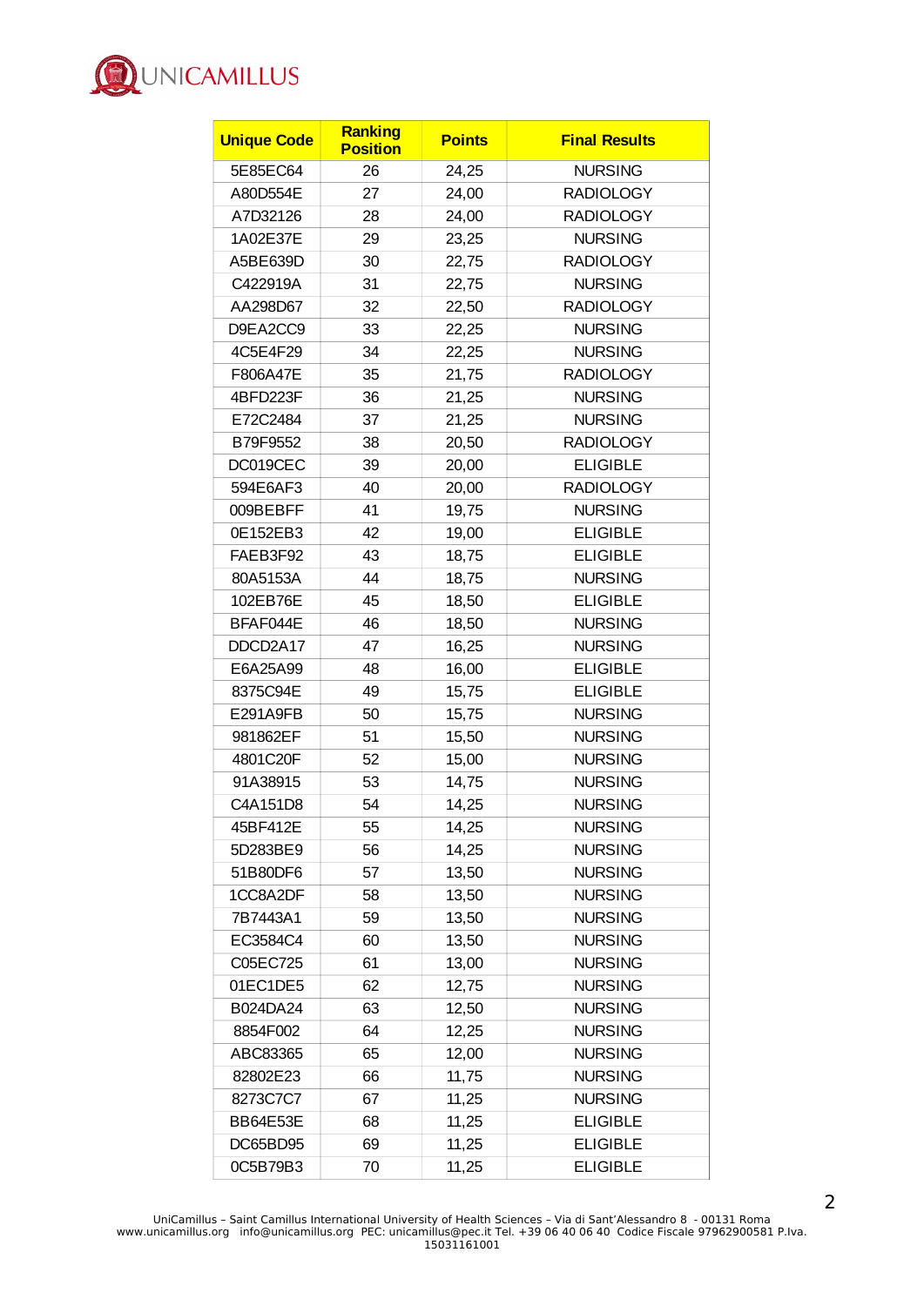| Unique Code | Ranking Position | Points | Final Results |
|---|---|---|---|
| 5E85EC64 | 26 | 24,25 | NURSING |
| A80D554E | 27 | 24,00 | RADIOLOGY |
| A7D32126 | 28 | 24,00 | RADIOLOGY |
| 1A02E37E | 29 | 23,25 | NURSING |
| A5BE639D | 30 | 22,75 | RADIOLOGY |
| C422919A | 31 | 22,75 | NURSING |
| AA298D67 | 32 | 22,50 | RADIOLOGY |
| D9EA2CC9 | 33 | 22,25 | NURSING |
| 4C5E4F29 | 34 | 22,25 | NURSING |
| F806A47E | 35 | 21,75 | RADIOLOGY |
| 4BFD223F | 36 | 21,25 | NURSING |
| E72C2484 | 37 | 21,25 | NURSING |
| B79F9552 | 38 | 20,50 | RADIOLOGY |
| DC019CEC | 39 | 20,00 | ELIGIBLE |
| 594E6AF3 | 40 | 20,00 | RADIOLOGY |
| 009BEBFF | 41 | 19,75 | NURSING |
| 0E152EB3 | 42 | 19,00 | ELIGIBLE |
| FAEB3F92 | 43 | 18,75 | ELIGIBLE |
| 80A5153A | 44 | 18,75 | NURSING |
| 102EB76E | 45 | 18,50 | ELIGIBLE |
| BFAF044E | 46 | 18,50 | NURSING |
| DDCD2A17 | 47 | 16,25 | NURSING |
| E6A25A99 | 48 | 16,00 | ELIGIBLE |
| 8375C94E | 49 | 15,75 | ELIGIBLE |
| E291A9FB | 50 | 15,75 | NURSING |
| 981862EF | 51 | 15,50 | NURSING |
| 4801C20F | 52 | 15,00 | NURSING |
| 91A38915 | 53 | 14,75 | NURSING |
| C4A151D8 | 54 | 14,25 | NURSING |
| 45BF412E | 55 | 14,25 | NURSING |
| 5D283BE9 | 56 | 14,25 | NURSING |
| 51B80DF6 | 57 | 13,50 | NURSING |
| 1CC8A2DF | 58 | 13,50 | NURSING |
| 7B7443A1 | 59 | 13,50 | NURSING |
| EC3584C4 | 60 | 13,50 | NURSING |
| C05EC725 | 61 | 13,00 | NURSING |
| 01EC1DE5 | 62 | 12,75 | NURSING |
| B024DA24 | 63 | 12,50 | NURSING |
| 8854F002 | 64 | 12,25 | NURSING |
| ABC83365 | 65 | 12,00 | NURSING |
| 82802E23 | 66 | 11,75 | NURSING |
| 8273C7C7 | 67 | 11,25 | NURSING |
| BB64E53E | 68 | 11,25 | ELIGIBLE |
| DC65BD95 | 69 | 11,25 | ELIGIBLE |
| 0C5B79B3 | 70 | 11,25 | ELIGIBLE |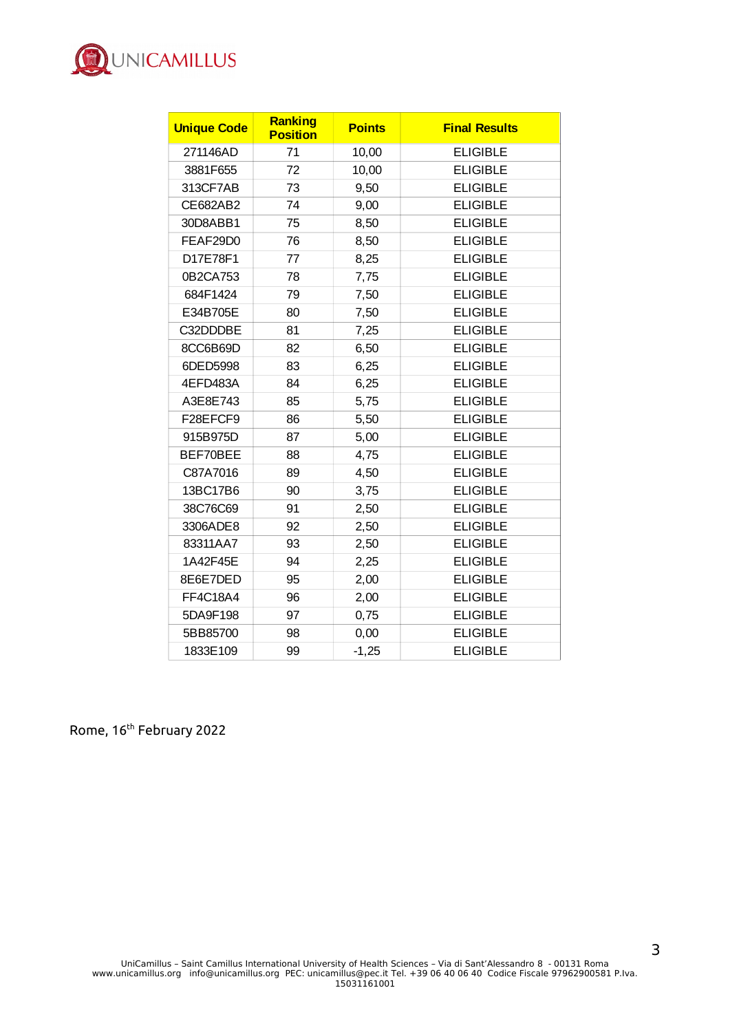| Unique Code | Ranking Position | Points | Final Results |
|---|---|---|---|
| 271146AD | 71 | 10,00 | ELIGIBLE |
| 3881F655 | 72 | 10,00 | ELIGIBLE |
| 313CF7AB | 73 | 9,50 | ELIGIBLE |
| CE682AB2 | 74 | 9,00 | ELIGIBLE |
| 30D8ABB1 | 75 | 8,50 | ELIGIBLE |
| FEAF29D0 | 76 | 8,50 | ELIGIBLE |
| D17E78F1 | 77 | 8,25 | ELIGIBLE |
| 0B2CA753 | 78 | 7,75 | ELIGIBLE |
| 684F1424 | 79 | 7,50 | ELIGIBLE |
| E34B705E | 80 | 7,50 | ELIGIBLE |
| C32DDDBE | 81 | 7,25 | ELIGIBLE |
| 8CC6B69D | 82 | 6,50 | ELIGIBLE |
| 6DED5998 | 83 | 6,25 | ELIGIBLE |
| 4EFD483A | 84 | 6,25 | ELIGIBLE |
| A3E8E743 | 85 | 5,75 | ELIGIBLE |
| F28EFCF9 | 86 | 5,50 | ELIGIBLE |
| 915B975D | 87 | 5,00 | ELIGIBLE |
| BEF70BEE | 88 | 4,75 | ELIGIBLE |
| C87A7016 | 89 | 4,50 | ELIGIBLE |
| 13BC17B6 | 90 | 3,75 | ELIGIBLE |
| 38C76C69 | 91 | 2,50 | ELIGIBLE |
| 3306ADE8 | 92 | 2,50 | ELIGIBLE |
| 83311AA7 | 93 | 2,50 | ELIGIBLE |
| 1A42F45E | 94 | 2,25 | ELIGIBLE |
| 8E6E7DED | 95 | 2,00 | ELIGIBLE |
| FF4C18A4 | 96 | 2,00 | ELIGIBLE |
| 5DA9F198 | 97 | 0,75 | ELIGIBLE |
| 5BB85700 | 98 | 0,00 | ELIGIBLE |
| 1833E109 | 99 | -1,25 | ELIGIBLE |

Rome, 16th February 2022